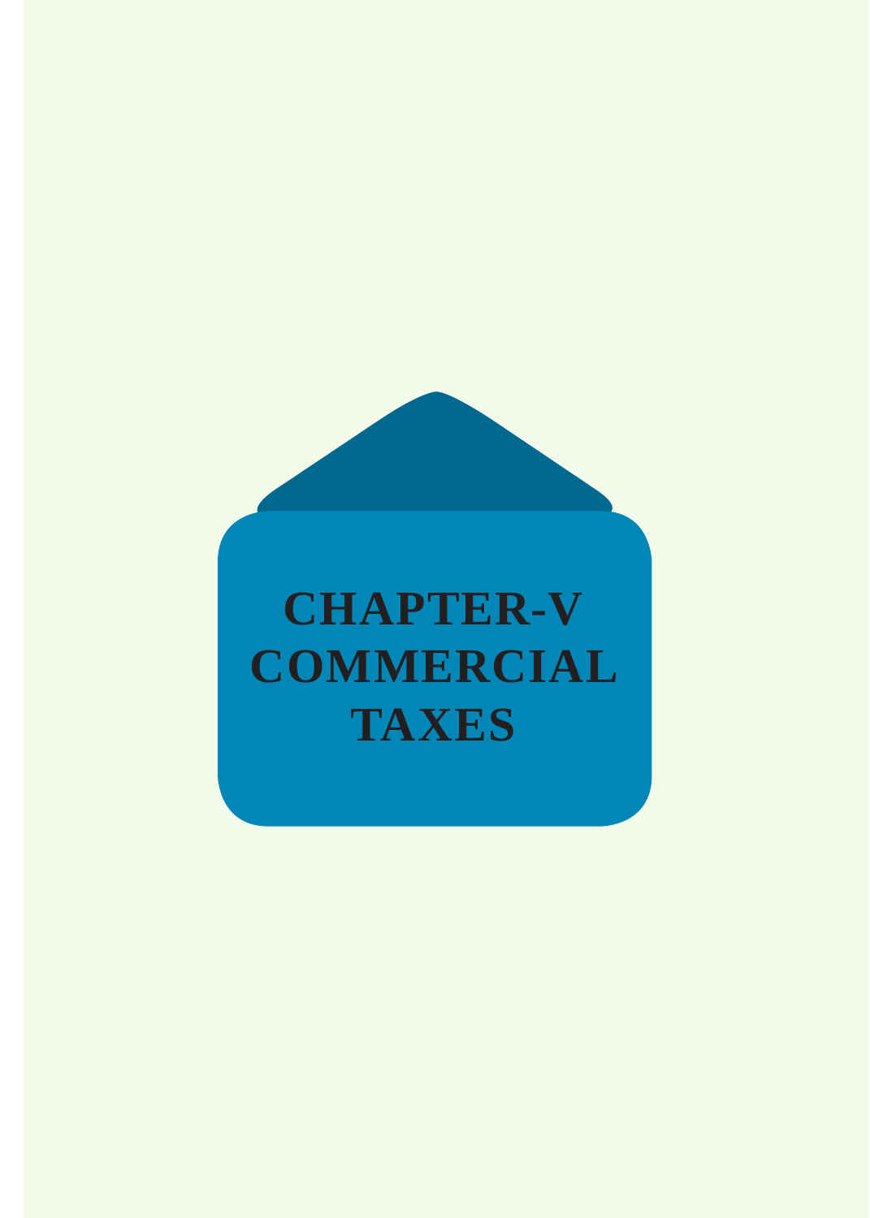# CHAPTER-V
# COMMERCIAL TAXES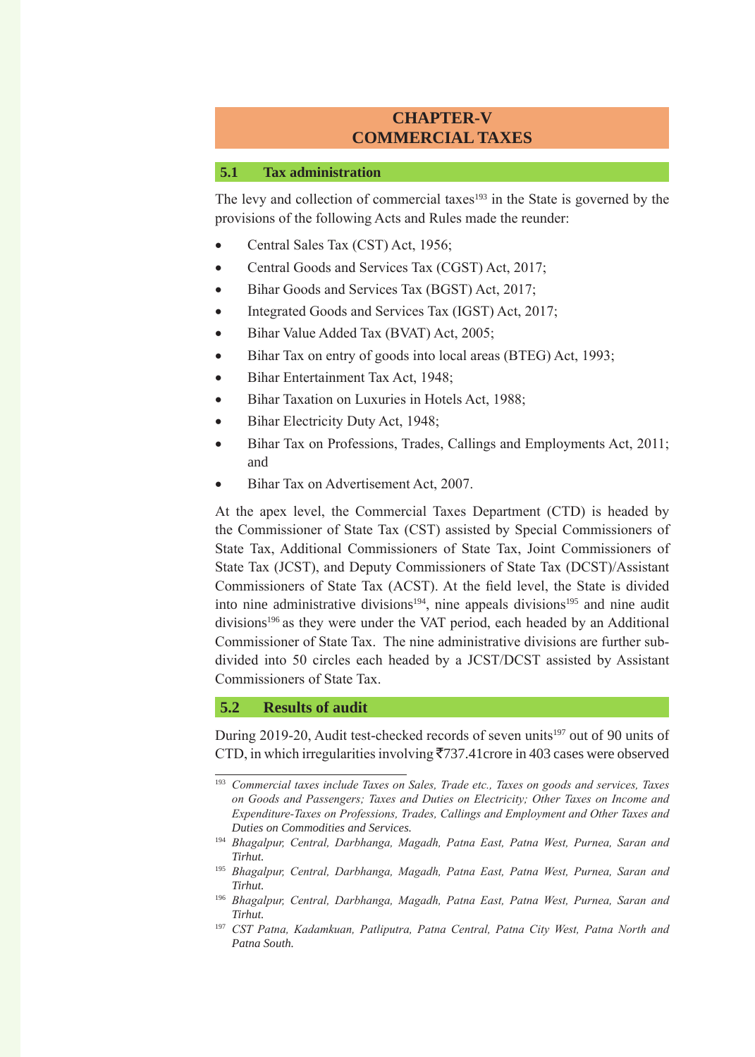# CHAPTER-V
# COMMERCIAL TAXES

## 5.1 Tax administration

The levy and collection of commercial taxes[193] in the State is governed by the provisions of the following Acts and Rules made the reunder:

- Central Sales Tax (CST) Act, 1956;
- Central Goods and Services Tax (CGST) Act, 2017;
- Bihar Goods and Services Tax (BGST) Act, 2017;
- Integrated Goods and Services Tax (IGST) Act, 2017;
- Bihar Value Added Tax (BVAT) Act, 2005;
- Bihar Tax on entry of goods into local areas (BTEG) Act, 1993;
- Bihar Entertainment Tax Act, 1948;
- Bihar Taxation on Luxuries in Hotels Act, 1988;
- Bihar Electricity Duty Act, 1948;
- Bihar Tax on Professions, Trades, Callings and Employments Act, 2011; and
- Bihar Tax on Advertisement Act, 2007.

At the apex level, the Commercial Taxes Department (CTD) is headed by the Commissioner of State Tax (CST) assisted by Special Commissioners of State Tax, Additional Commissioners of State Tax, Joint Commissioners of State Tax (JCST), and Deputy Commissioners of State Tax (DCST)/Assistant Commissioners of State Tax (ACST). At the field level, the State is divided into nine administrative divisions[194], nine appeals divisions[195] and nine audit divisions[196] as they were under the VAT period, each headed by an Additional Commissioner of State Tax. The nine administrative divisions are further sub-divided into 50 circles each headed by a JCST/DCST assisted by Assistant Commissioners of State Tax.

## 5.2 Results of audit

During 2019-20, Audit test-checked records of seven units[197] out of 90 units of CTD, in which irregularities involving ₹737.41crore in 403 cases were observed

---

[193] *Commercial taxes include Taxes on Sales, Trade etc., Taxes on goods and services, Taxes on Goods and Passengers; Taxes and Duties on Electricity; Other Taxes on Income and Expenditure-Taxes on Professions, Trades, Callings and Employment and Other Taxes and Duties on Commodities and Services.*

[194] *Bhagalpur, Central, Darbhanga, Magadh, Patna East, Patna West, Purnea, Saran and Tirhut.*

[195] *Bhagalpur, Central, Darbhanga, Magadh, Patna East, Patna West, Purnea, Saran and Tirhut.*

[196] *Bhagalpur, Central, Darbhanga, Magadh, Patna East, Patna West, Purnea, Saran and Tirhut.*

[197] *CST Patna, Kadamkuan, Patliputra, Patna Central, Patna City West, Patna North and Patna South.*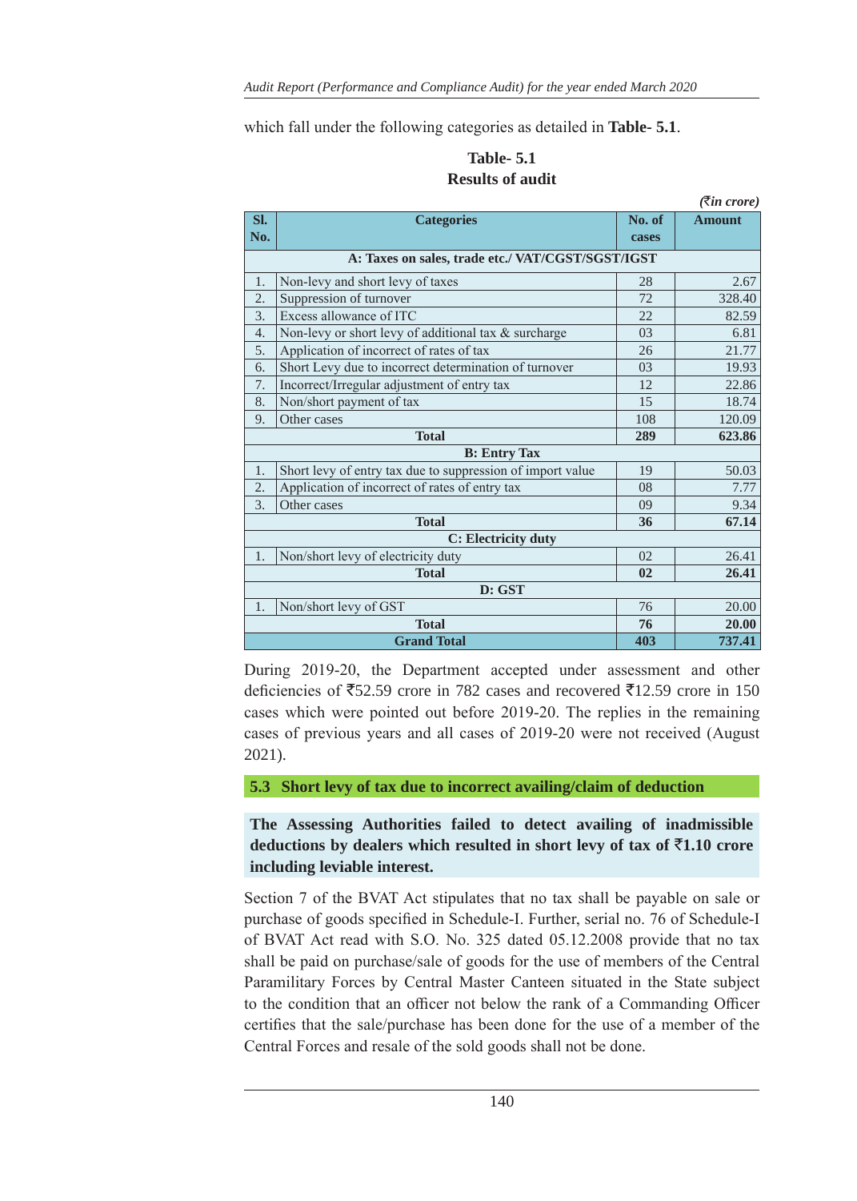which fall under the following categories as detailed in **Table- 5.1**.

**Table- 5.1**
**Results of audit**

*(₹in crore)*

| Sl. No. | Categories | No. of cases | Amount |
|---|---|---|---|
| | **A: Taxes on sales, trade etc./ VAT/CGST/SGST/IGST** | | |
| 1. | Non-levy and short levy of taxes | 28 | 2.67 |
| 2. | Suppression of turnover | 72 | 328.40 |
| 3. | Excess allowance of ITC | 22 | 82.59 |
| 4. | Non-levy or short levy of additional tax & surcharge | 03 | 6.81 |
| 5. | Application of incorrect of rates of tax | 26 | 21.77 |
| 6. | Short Levy due to incorrect determination of turnover | 03 | 19.93 |
| 7. | Incorrect/Irregular adjustment of entry tax | 12 | 22.86 |
| 8. | Non/short payment of tax | 15 | 18.74 |
| 9. | Other cases | 108 | 120.09 |
| | **Total** | **289** | **623.86** |
| | **B: Entry Tax** | | |
| 1. | Short levy of entry tax due to suppression of import value | 19 | 50.03 |
| 2. | Application of incorrect of rates of entry tax | 08 | 7.77 |
| 3. | Other cases | 09 | 9.34 |
| | **Total** | **36** | **67.14** |
| | **C: Electricity duty** | | |
| 1. | Non/short levy of electricity duty | 02 | 26.41 |
| | **Total** | **02** | **26.41** |
| | **D: GST** | | |
| 1. | Non/short levy of GST | 76 | 20.00 |
| | **Total** | **76** | **20.00** |
| | **Grand Total** | **403** | **737.41** |

During 2019-20, the Department accepted under assessment and other deficiencies of ₹52.59 crore in 782 cases and recovered ₹12.59 crore in 150 cases which were pointed out before 2019-20. The replies in the remaining cases of previous years and all cases of 2019-20 were not received (August 2021).

## 5.3 Short levy of tax due to incorrect availing/claim of deduction

**The Assessing Authorities failed to detect availing of inadmissible deductions by dealers which resulted in short levy of tax of ₹1.10 crore including leviable interest.**

Section 7 of the BVAT Act stipulates that no tax shall be payable on sale or purchase of goods specified in Schedule-I. Further, serial no. 76 of Schedule-I of BVAT Act read with S.O. No. 325 dated 05.12.2008 provide that no tax shall be paid on purchase/sale of goods for the use of members of the Central Paramilitary Forces by Central Master Canteen situated in the State subject to the condition that an officer not below the rank of a Commanding Officer certifies that the sale/purchase has been done for the use of a member of the Central Forces and resale of the sold goods shall not be done.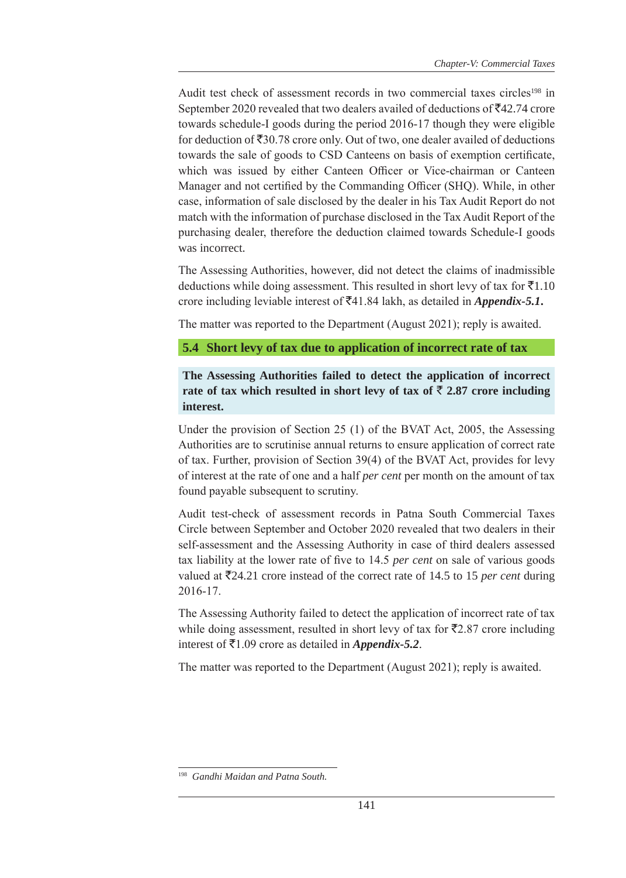Audit test check of assessment records in two commercial taxes circles[198] in September 2020 revealed that two dealers availed of deductions of ₹42.74 crore towards schedule-I goods during the period 2016-17 though they were eligible for deduction of ₹30.78 crore only. Out of two, one dealer availed of deductions towards the sale of goods to CSD Canteens on basis of exemption certificate, which was issued by either Canteen Officer or Vice-chairman or Canteen Manager and not certified by the Commanding Officer (SHQ). While, in other case, information of sale disclosed by the dealer in his Tax Audit Report do not match with the information of purchase disclosed in the Tax Audit Report of the purchasing dealer, therefore the deduction claimed towards Schedule-I goods was incorrect.

The Assessing Authorities, however, did not detect the claims of inadmissible deductions while doing assessment. This resulted in short levy of tax for ₹1.10 crore including leviable interest of ₹41.84 lakh, as detailed in ***Appendix-5.1.***

The matter was reported to the Department (August 2021); reply is awaited.

## 5.4 Short levy of tax due to application of incorrect rate of tax

**The Assessing Authorities failed to detect the application of incorrect rate of tax which resulted in short levy of tax of ₹ 2.87 crore including interest.**

Under the provision of Section 25 (1) of the BVAT Act, 2005, the Assessing Authorities are to scrutinise annual returns to ensure application of correct rate of tax. Further, provision of Section 39(4) of the BVAT Act, provides for levy of interest at the rate of one and a half *per cent* per month on the amount of tax found payable subsequent to scrutiny.

Audit test-check of assessment records in Patna South Commercial Taxes Circle between September and October 2020 revealed that two dealers in their self-assessment and the Assessing Authority in case of third dealers assessed tax liability at the lower rate of five to 14.5 *per cent* on sale of various goods valued at ₹24.21 crore instead of the correct rate of 14.5 to 15 *per cent* during 2016-17.

The Assessing Authority failed to detect the application of incorrect rate of tax while doing assessment, resulted in short levy of tax for ₹2.87 crore including interest of ₹1.09 crore as detailed in ***Appendix-5.2***.

The matter was reported to the Department (August 2021); reply is awaited.

---

[198] *Gandhi Maidan and Patna South.*